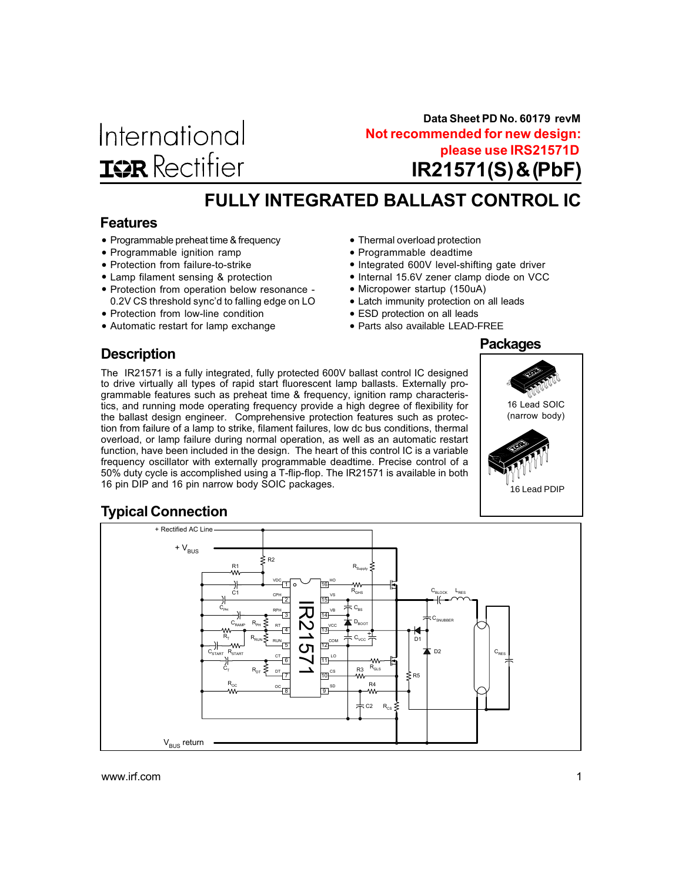Data Sheet PD No. 60179 revM

**Not recommended for new design: please use IRS21571D**

# IR21571(S) & (PbF)

## FULLY INTEGRATED BALLAST CONTROL IC

### Features

- Programmable preheat time & frequency
- Programmable ignition ramp
- Protection from failure-to-strike
- Lamp filament sensing & protection
- Protection from operation below resonance - 0.2V CS threshold sync'd to falling edge on LO
- Protection from low-line condition
- Automatic restart for lamp exchange
- Thermal overload protection
- Programmable deadtime
- Integrated 600V level-shifting gate driver
- Internal 15.6V zener clamp diode on VCC
- Micropower startup (150uA)
- Latch immunity protection on all leads
- ESD protection on all leads
- Parts also available LEAD-FREE

### Packages

16 Lead SOIC (narrow body)

16 Lead PDIP

### Description

The IR21571 is a fully integrated, fully protected 600V ballast control IC designed to drive virtually all types of rapid start fluorescent lamp ballasts. Externally programmable features such as preheat time & frequency, ignition ramp characteristics, and running mode operating frequency provide a high degree of flexibility for the ballast design engineer. Comprehensive protection features such as protection from failure of a lamp to strike, filament failures, low dc bus conditions, thermal overload, or lamp failure during normal operation, as well as an automatic restart function, have been included in the design. The heart of this control IC is a variable frequency oscillator with externally programmable deadtime. Precise control of a 50% duty cycle is accomplished using a T-flip-flop. The IR21571 is available in both 16 pin DIP and 16 pin narrow body SOIC packages.

### Typical Connection

www.irf.com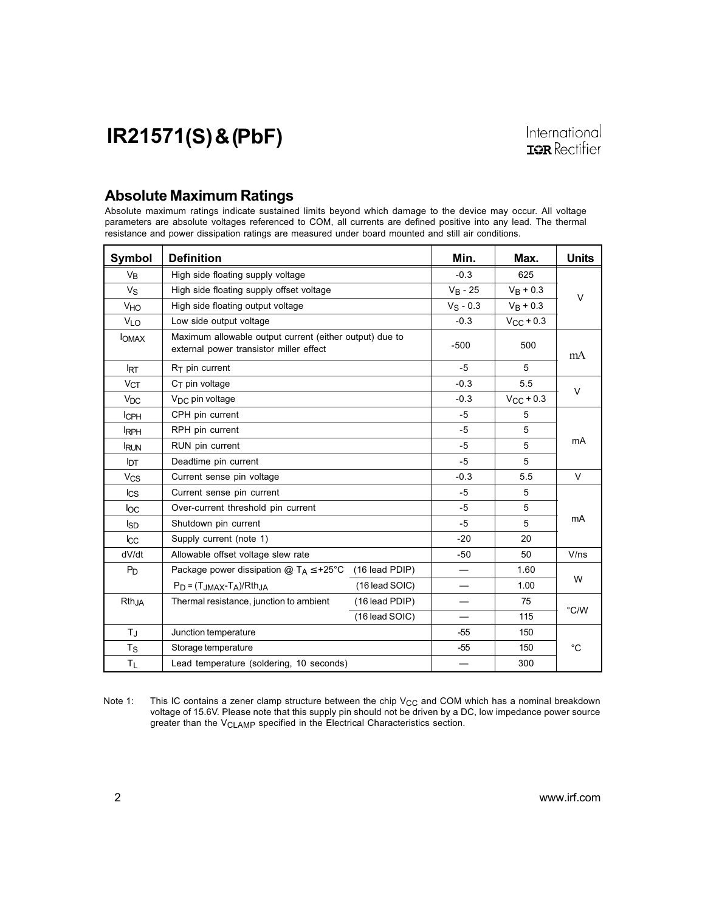## Absolute Maximum Ratings

Absolute maximum ratings indicate sustained limits beyond which damage to the device may occur. All voltage parameters are absolute voltages referenced to COM, all currents are defined positive into any lead. The thermal resistance and power dissipation ratings are measured under board mounted and still air conditions.

| Symbol | Definition | | Min. | Max. | Units |
|---|---|---|---|---|---|
| $V_B$ | High side floating supply voltage | | -0.3 | 625 | V |
| $V_S$ | High side floating supply offset voltage | | $V_B$ - 25 | $V_B$ + 0.3 | |
| $V_{HO}$ | High side floating output voltage | | $V_S$ - 0.3 | $V_B$ + 0.3 | |
| $V_{LO}$ | Low side output voltage | | -0.3 | $V_{CC}$ + 0.3 | |
| $I_{OMAX}$ | Maximum allowable output current (either output) due to external power transistor miller effect | | -500 | 500 | mA |
| $I_{RT}$ | $R_T$ pin current | | -5 | 5 | |
| $V_{CT}$ | $C_T$ pin voltage | | -0.3 | 5.5 | V |
| $V_{DC}$ | $V_{DC}$ pin voltage | | -0.3 | $V_{CC}$ + 0.3 | |
| $I_{CPH}$ | CPH pin current | | -5 | 5 | mA |
| $I_{RPH}$ | RPH pin current | | -5 | 5 | |
| $I_{RUN}$ | RUN pin current | | -5 | 5 | |
| $I_{DT}$ | Deadtime pin current | | -5 | 5 | |
| $V_{CS}$ | Current sense pin voltage | | -0.3 | 5.5 | V |
| $I_{CS}$ | Current sense pin current | | -5 | 5 | mA |
| $I_{OC}$ | Over-current threshold pin current | | -5 | 5 | |
| $I_{SD}$ | Shutdown pin current | | -5 | 5 | |
| $I_{CC}$ | Supply current (note 1) | | -20 | 20 | |
| dV/dt | Allowable offset voltage slew rate | | -50 | 50 | V/ns |
| $P_D$ | Package power dissipation @ $T_A \leq +25°C$ | (16 lead PDIP) | — | 1.60 | W |
| | $P_D = (T_{JMAX}-T_A)/Rth_{JA}$ | (16 lead SOIC) | — | 1.00 | |
| $Rth_{JA}$ | Thermal resistance, junction to ambient | (16 lead PDIP) | — | 75 | °C/W |
| | | (16 lead SOIC) | — | 115 | |
| $T_J$ | Junction temperature | | -55 | 150 | °C |
| $T_S$ | Storage temperature | | -55 | 150 | |
| $T_L$ | Lead temperature (soldering, 10 seconds) | | — | 300 | |

Note 1: This IC contains a zener clamp structure between the chip $V_{CC}$ and COM which has a nominal breakdown voltage of 15.6V. Please note that this supply pin should not be driven by a DC, low impedance power source greater than the $V_{CLAMP}$ specified in the Electrical Characteristics section.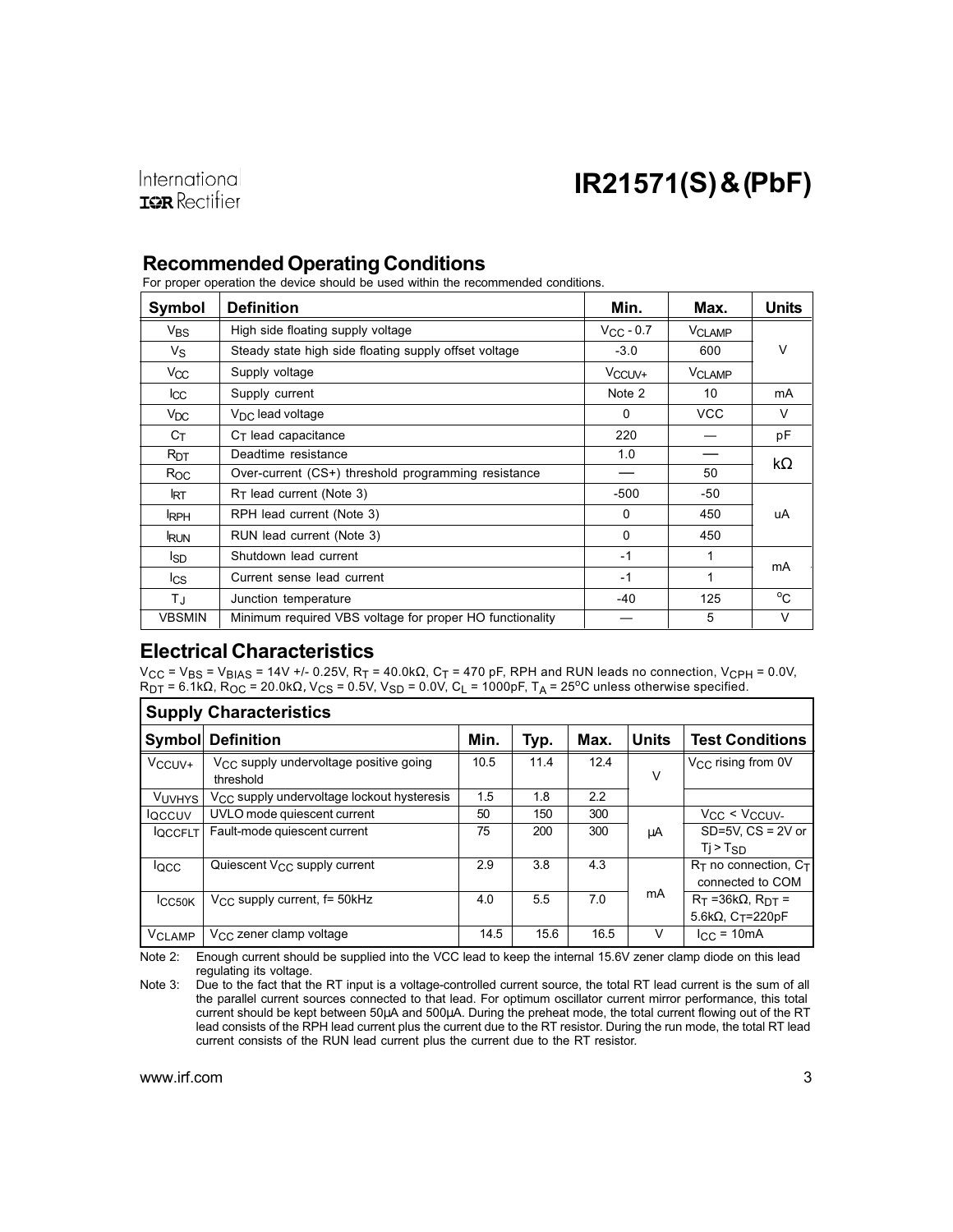## Recommended Operating Conditions

For proper operation the device should be used within the recommended conditions.

| Symbol | Definition | Min. | Max. | Units |
|---|---|---|---|---|
| $V_{BS}$ | High side floating supply voltage | $V_{CC}$ - 0.7 | $V_{CLAMP}$ | V |
| $V_S$ | Steady state high side floating supply offset voltage | -3.0 | 600 | |
| $V_{CC}$ | Supply voltage | $V_{CCUV+}$ | $V_{CLAMP}$ | |
| $I_{CC}$ | Supply current | Note 2 | 10 | mA |
| $V_{DC}$ | $V_{DC}$ lead voltage | 0 | VCC | V |
| $C_T$ | $C_T$ lead capacitance | 220 | — | pF |
| $R_{DT}$ | Deadtime resistance | 1.0 | — | kΩ |
| $R_{OC}$ | Over-current (CS+) threshold programming resistance | — | 50 | |
| $I_{RT}$ | $R_T$ lead current (Note 3) | -500 | -50 | uA |
| $I_{RPH}$ | RPH lead current (Note 3) | 0 | 450 | |
| $I_{RUN}$ | RUN lead current (Note 3) | 0 | 450 | |
| $I_{SD}$ | Shutdown lead current | -1 | 1 | mA |
| $I_{CS}$ | Current sense lead current | -1 | 1 | |
| $T_J$ | Junction temperature | -40 | 125 | °C |
| VBSMIN | Minimum required VBS voltage for proper HO functionality | — | 5 | V |

## Electrical Characteristics

$V_{CC}$ = $V_{BS}$ = $V_{BIAS}$ = 14V +/- 0.25V, $R_T$ = 40.0kΩ, $C_T$ = 470 pF, RPH and RUN leads no connection, $V_{CPH}$ = 0.0V, $R_{DT}$ = 6.1kΩ, $R_{OC}$ = 20.0kΩ, $V_{CS}$ = 0.5V, $V_{SD}$ = 0.0V, $C_L$ = 1000pF, $T_A$ = 25°C unless otherwise specified.

| **Supply Characteristics** | | | | | | |
|---|---|---|---|---|---|---|
| **Symbol** | **Definition** | **Min.** | **Typ.** | **Max.** | **Units** | **Test Conditions** |
| $V_{CCUV+}$ | $V_{CC}$ supply undervoltage positive going threshold | 10.5 | 11.4 | 12.4 | V | $V_{CC}$ rising from 0V |
| $V_{UVHYS}$ | $V_{CC}$ supply undervoltage lockout hysteresis | 1.5 | 1.8 | 2.2 | | |
| $I_{QCCUV}$ | UVLO mode quiescent current | 50 | 150 | 300 | µA | $V_{CC}$ < $V_{CCUV-}$ |
| $I_{QCCFLT}$ | Fault-mode quiescent current | 75 | 200 | 300 | | SD=5V, CS = 2V or Tj > $T_{SD}$ |
| $I_{QCC}$ | Quiescent $V_{CC}$ supply current | 2.9 | 3.8 | 4.3 | mA | $R_T$ no connection, $C_T$ connected to COM |
| $I_{CC50K}$ | $V_{CC}$ supply current, f= 50kHz | 4.0 | 5.5 | 7.0 | | $R_T$ =36kΩ, $R_{DT}$ = 5.6kΩ, $C_T$=220pF |
| $V_{CLAMP}$ | $V_{CC}$ zener clamp voltage | 14.5 | 15.6 | 16.5 | V | $I_{CC}$ = 10mA |

Note 2: Enough current should be supplied into the VCC lead to keep the internal 15.6V zener clamp diode on this lead regulating its voltage.

Note 3: Due to the fact that the RT input is a voltage-controlled current source, the total RT lead current is the sum of all the parallel current sources connected to that lead. For optimum oscillator current mirror performance, this total current should be kept between 50µA and 500µA. During the preheat mode, the total current flowing out of the RT lead consists of the RPH lead current plus the current due to the RT resistor. During the run mode, the total RT lead current consists of the RUN lead current plus the current due to the RT resistor.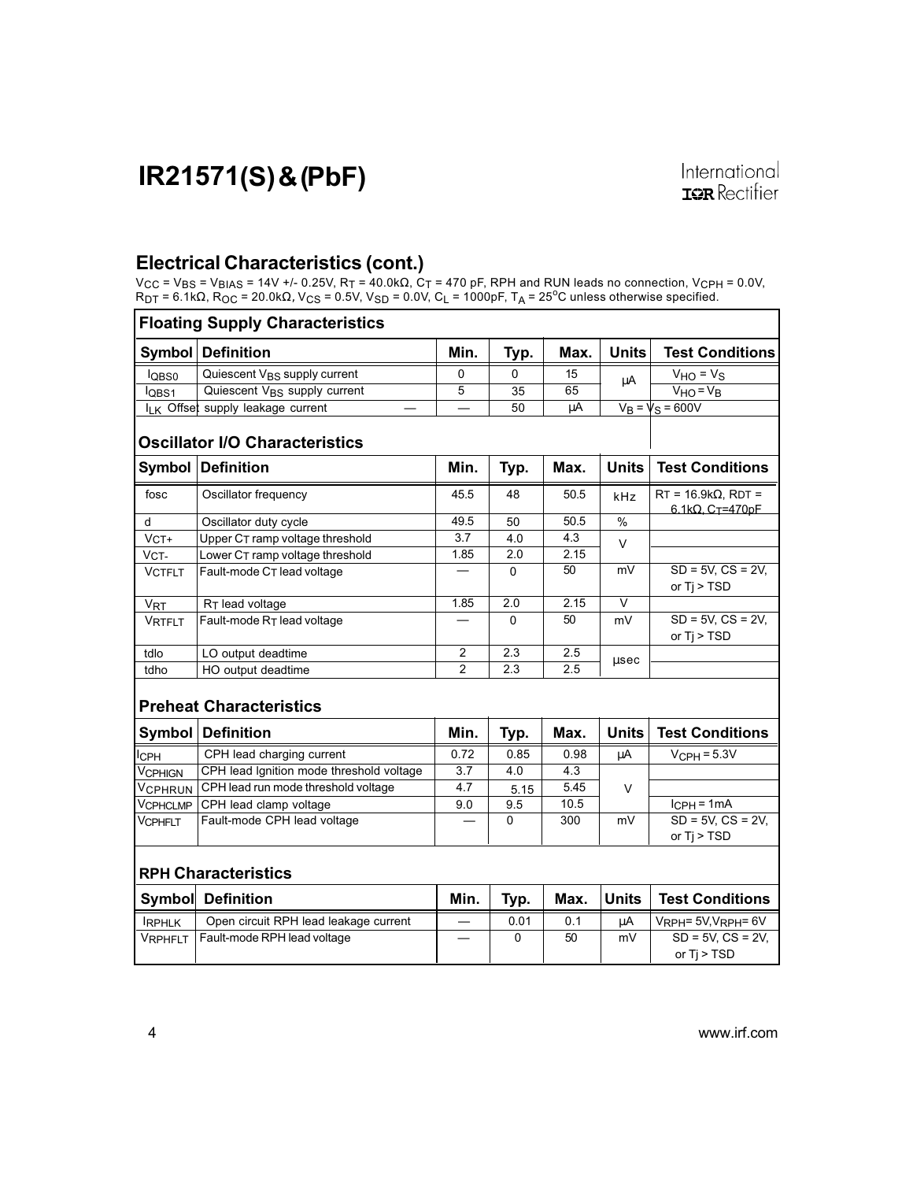## Electrical Characteristics (cont.)

$V_{CC} = V_{BS} = V_{BIAS}$ = 14V +/- 0.25V, $R_T$ = 40.0kΩ, $C_T$ = 470 pF, RPH and RUN leads no connection, $V_{CPH}$ = 0.0V, $R_{DT}$ = 6.1kΩ, $R_{OC}$ = 20.0kΩ, $V_{CS}$ = 0.5V, $V_{SD}$ = 0.0V, $C_L$ = 1000pF, $T_A$ = 25°C unless otherwise specified.

### Floating Supply Characteristics

| Symbol | Definition | Min. | Typ. | Max. | Units | Test Conditions |
|---|---|---|---|---|---|---|
| $I_{QBS0}$ | Quiescent $V_{BS}$ supply current | 0 | 0 | 15 | µA | $V_{HO} = V_S$ |
| $I_{QBS1}$ | Quiescent $V_{BS}$ supply current | 5 | 35 | 65 | µA | $V_{HO} = V_B$ |
| $I_{LK}$ | Offset supply leakage current | — | — | 50 | µA | $V_B = V_S$ = 600V |

### Oscillator I/O Characteristics

| Symbol | Definition | Min. | Typ. | Max. | Units | Test Conditions |
|---|---|---|---|---|---|---|
| fosc | Oscillator frequency | 45.5 | 48 | 50.5 | kHz | $R_T$ = 16.9kΩ, $R_{DT}$ = 6.1kΩ, $C_T$=470pF |
| d | Oscillator duty cycle | 49.5 | 50 | 50.5 | % | |
| $V_{CT+}$ | Upper $C_T$ ramp voltage threshold | 3.7 | 4.0 | 4.3 | V | |
| $V_{CT-}$ | Lower $C_T$ ramp voltage threshold | 1.85 | 2.0 | 2.15 | V | |
| $V_{CTFLT}$ | Fault-mode $C_T$ lead voltage | — | 0 | 50 | mV | SD = 5V, CS = 2V, or Tj > TSD |
| $V_{RT}$ | $R_T$ lead voltage | 1.85 | 2.0 | 2.15 | V | |
| $V_{RTFLT}$ | Fault-mode $R_T$ lead voltage | — | 0 | 50 | mV | SD = 5V, CS = 2V, or Tj > TSD |
| tdlo | LO output deadtime | 2 | 2.3 | 2.5 | µsec | |
| tdho | HO output deadtime | 2 | 2.3 | 2.5 | µsec | |

### Preheat Characteristics

| Symbol | Definition | Min. | Typ. | Max. | Units | Test Conditions |
|---|---|---|---|---|---|---|
| $I_{CPH}$ | CPH lead charging current | 0.72 | 0.85 | 0.98 | µA | $V_{CPH}$ = 5.3V |
| $V_{CPHIGN}$ | CPH lead Ignition mode threshold voltage | 3.7 | 4.0 | 4.3 | V | |
| $V_{CPHRUN}$ | CPH lead run mode threshold voltage | 4.7 | 5.15 | 5.45 | V | |
| $V_{CPHCLMP}$ | CPH lead clamp voltage | 9.0 | 9.5 | 10.5 | V | $I_{CPH}$ = 1mA |
| $V_{CPHFLT}$ | Fault-mode CPH lead voltage | — | 0 | 300 | mV | SD = 5V, CS = 2V, or Tj > TSD |

### RPH Characteristics

| Symbol | Definition | Min. | Typ. | Max. | Units | Test Conditions |
|---|---|---|---|---|---|---|
| $I_{RPHLK}$ | Open circuit RPH lead leakage current | — | 0.01 | 0.1 | µA | $V_{RPH}$= 5V, $V_{RPH}$= 6V |
| $V_{RPHFLT}$ | Fault-mode RPH lead voltage | — | 0 | 50 | mV | SD = 5V, CS = 2V, or Tj > TSD |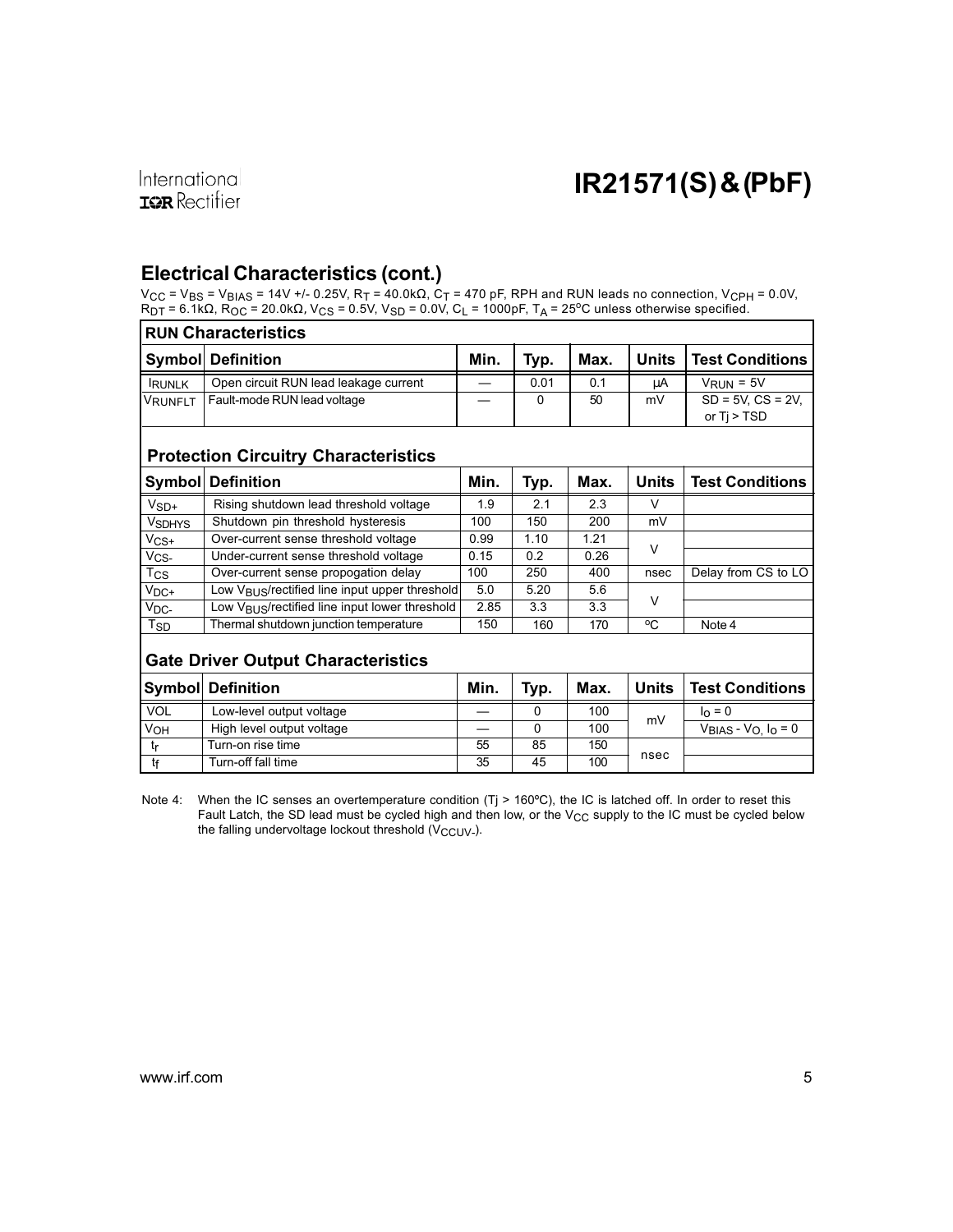## Electrical Characteristics (cont.)

$V_{CC}$ = $V_{BS}$ = $V_{BIAS}$ = 14V +/- 0.25V, $R_T$ = 40.0kΩ, $C_T$ = 470 pF, RPH and RUN leads no connection, $V_{CPH}$ = 0.0V, $R_{DT}$ = 6.1kΩ, $R_{OC}$ = 20.0kΩ, $V_{CS}$ = 0.5V, $V_{SD}$ = 0.0V, $C_L$ = 1000pF, $T_A$ = 25°C unless otherwise specified.

### RUN Characteristics

| Symbol | Definition | Min. | Typ. | Max. | Units | Test Conditions |
|---|---|---|---|---|---|---|
| $I_{RUNLK}$ | Open circuit RUN lead leakage current | — | 0.01 | 0.1 | µA | $V_{RUN}$ = 5V |
| $V_{RUNFLT}$ | Fault-mode RUN lead voltage | — | 0 | 50 | mV | SD = 5V, CS = 2V, or Tj > TSD |

### Protection Circuitry Characteristics

| Symbol | Definition | Min. | Typ. | Max. | Units | Test Conditions |
|---|---|---|---|---|---|---|
| $V_{SD+}$ | Rising shutdown lead threshold voltage | 1.9 | 2.1 | 2.3 | V | |
| $V_{SDHYS}$ | Shutdown pin threshold hysteresis | 100 | 150 | 200 | mV | |
| $V_{CS+}$ | Over-current sense threshold voltage | 0.99 | 1.10 | 1.21 | V | |
| $V_{CS-}$ | Under-current sense threshold voltage | 0.15 | 0.2 | 0.26 | | |
| $T_{CS}$ | Over-current sense propogation delay | 100 | 250 | 400 | nsec | Delay from CS to LO |
| $V_{DC+}$ | Low $V_{BUS}$/rectified line input upper threshold | 5.0 | 5.20 | 5.6 | V | |
| $V_{DC-}$ | Low $V_{BUS}$/rectified line input lower threshold | 2.85 | 3.3 | 3.3 | | |
| $T_{SD}$ | Thermal shutdown junction temperature | 150 | 160 | 170 | °C | Note 4 |

### Gate Driver Output Characteristics

| Symbol | Definition | Min. | Typ. | Max. | Units | Test Conditions |
|---|---|---|---|---|---|---|
| VOL | Low-level output voltage | — | 0 | 100 | mV | $I_O$ = 0 |
| $V_{OH}$ | High level output voltage | — | 0 | 100 | | $V_{BIAS}$ - $V_O$, $I_O$ = 0 |
| $t_r$ | Turn-on rise time | 55 | 85 | 150 | nsec | |
| $t_f$ | Turn-off fall time | 35 | 45 | 100 | | |

Note 4: When the IC senses an overtemperature condition (Tj > 160ºC), the IC is latched off. In order to reset this Fault Latch, the SD lead must be cycled high and then low, or the $V_{CC}$ supply to the IC must be cycled below the falling undervoltage lockout threshold ($V_{CCUV-}$).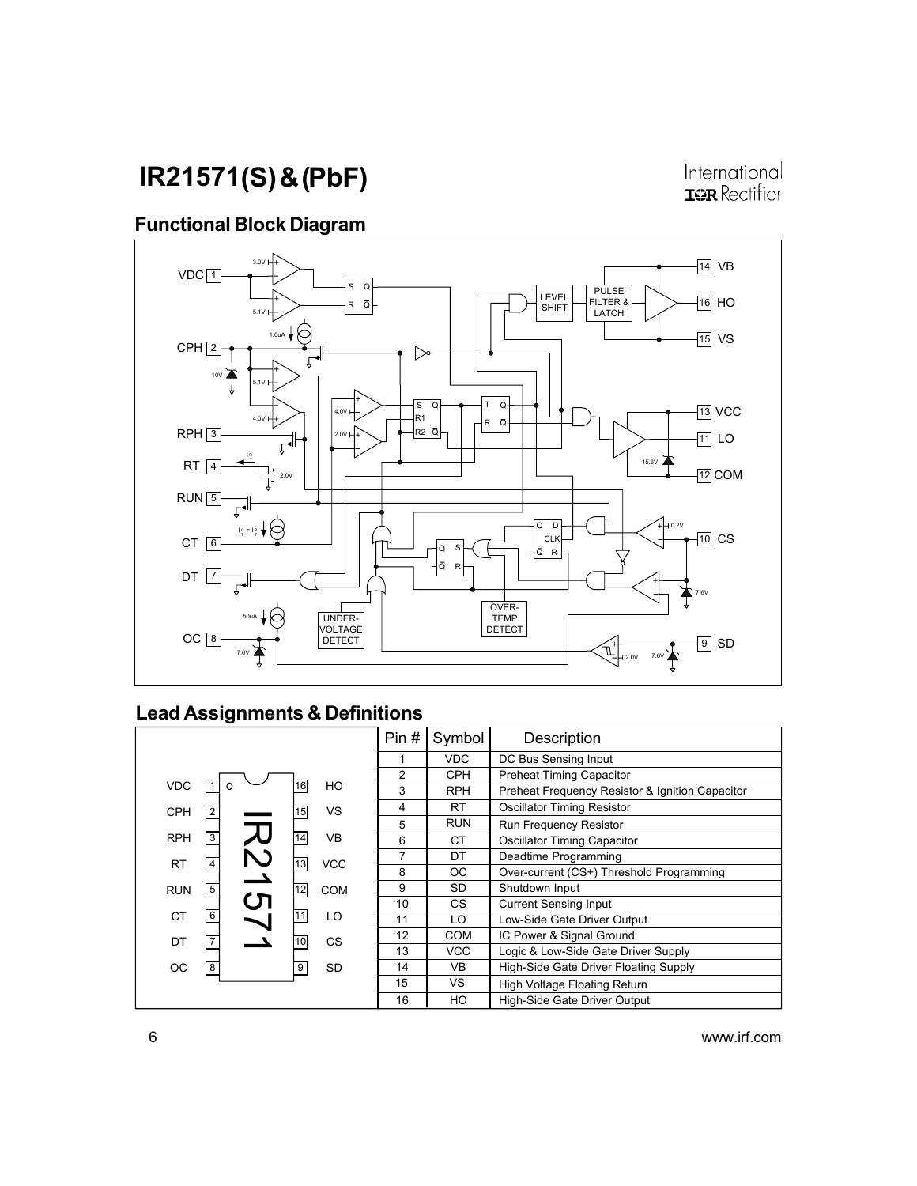## Functional Block Diagram

## Lead Assignments & Definitions

| Pin # | Symbol | Description |
|---|---|---|
| 1 | VDC | DC Bus Sensing Input |
| 2 | CPH | Preheat Timing Capacitor |
| 3 | RPH | Preheat Frequency Resistor & Ignition Capacitor |
| 4 | RT | Oscillator Timing Resistor |
| 5 | RUN | Run Frequency Resistor |
| 6 | CT | Oscillator Timing Capacitor |
| 7 | DT | Deadtime Programming |
| 8 | OC | Over-current (CS+) Threshold Programming |
| 9 | SD | Shutdown Input |
| 10 | CS | Current Sensing Input |
| 11 | LO | Low-Side Gate Driver Output |
| 12 | COM | IC Power & Signal Ground |
| 13 | VCC | Logic & Low-Side Gate Driver Supply |
| 14 | VB | High-Side Gate Driver Floating Supply |
| 15 | VS | High Voltage Floating Return |
| 16 | HO | High-Side Gate Driver Output |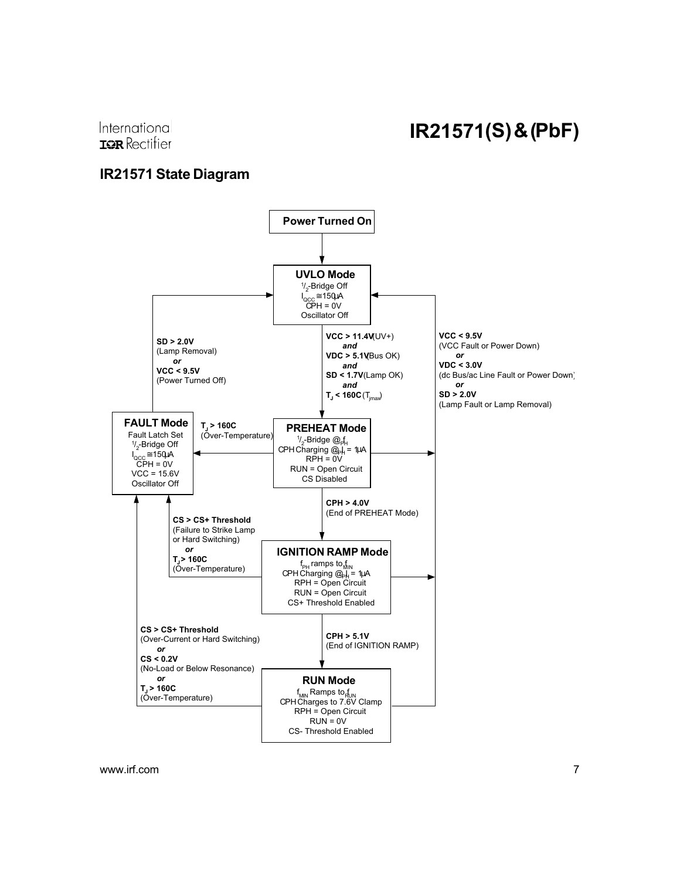## IR21571 State Diagram

**Power Turned On**

**UVLO Mode**
$^1/_2$-Bridge Off
$I_{QCC} \cong 150\mu A$
CPH = 0V
Oscillator Off

**VCC > 11.4V** (UV+)
*and*
**VDC > 5.1V** (Bus OK)
*and*
**SD < 1.7V** (Lamp OK)
*and*
**$T_J$ < 160C** ($T_{jmax}$)

**PREHEAT Mode**
$^1/_2$-Bridge @ $f_{PH}$
CPH Charging @ $I_{PH}$ = 1µA
RPH = 0V
RUN = Open Circuit
CS Disabled

**CPH > 4.0V**
(End of PREHEAT Mode)

**IGNITION RAMP Mode**
$f_{PH}$ ramps to $f_{MIN}$
CPH Charging @ $I_{PH}$ = 1µA
RPH = Open Circuit
RUN = Open Circuit
CS+ Threshold Enabled

**CPH > 5.1V**
(End of IGNITION RAMP)

**RUN Mode**
$f_{MIN}$ Ramps to $f_{RUN}$
CPH Charges to 7.6V Clamp
RPH = Open Circuit
RUN = 0V
CS- Threshold Enabled

**FAULT Mode**
Fault Latch Set
$^1/_2$-Bridge Off
$I_{QCC} \cong 150\mu A$
CPH = 0V
VCC = 15.6V
Oscillator Off

FAULT Mode → UVLO Mode:
**SD > 2.0V**
(Lamp Removal)
*or*
**VCC < 9.5V**
(Power Turned Off)

PREHEAT Mode → FAULT Mode:
**$T_J$ > 160C**
(Over-Temperature)

IGNITION RAMP Mode → FAULT Mode:
**CS > CS+ Threshold**
(Failure to Strike Lamp or Hard Switching)
*or*
**$T_J$ > 160C**
(Over-Temperature)

RUN Mode → FAULT Mode:
**CS > CS+ Threshold**
(Over-Current or Hard Switching)
*or*
**CS < 0.2V**
(No-Load or Below Resonance)
*or*
**$T_J$ > 160C**
(Over-Temperature)

PREHEAT / IGNITION RAMP / RUN Mode → UVLO Mode:
**VCC < 9.5V**
(VCC Fault or Power Down)
*or*
**VDC < 3.0V**
(dc Bus/ac Line Fault or Power Down)
*or*
**SD > 2.0V**
(Lamp Fault or Lamp Removal)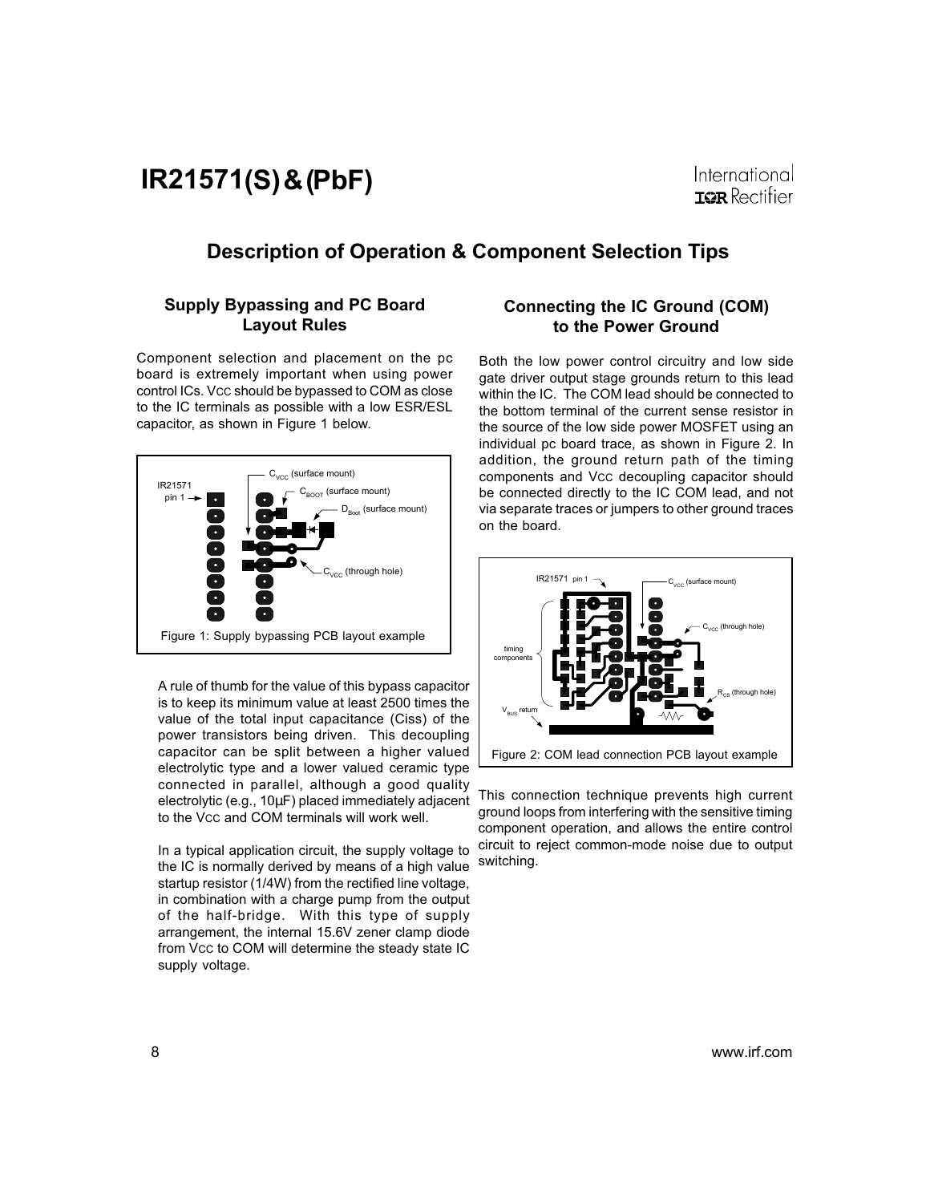## Description of Operation & Component Selection Tips

### Supply Bypassing and PC Board Layout Rules

Component selection and placement on the pc board is extremely important when using power control ICs. VCC should be bypassed to COM as close to the IC terminals as possible with a low ESR/ESL capacitor, as shown in Figure 1 below.

Figure 1: Supply bypassing PCB layout example

A rule of thumb for the value of this bypass capacitor is to keep its minimum value at least 2500 times the value of the total input capacitance (Ciss) of the power transistors being driven. This decoupling capacitor can be split between a higher valued electrolytic type and a lower valued ceramic type connected in parallel, although a good quality electrolytic (e.g., 10µF) placed immediately adjacent to the VCC and COM terminals will work well.

In a typical application circuit, the supply voltage to the IC is normally derived by means of a high value startup resistor (1/4W) from the rectified line voltage, in combination with a charge pump from the output of the half-bridge. With this type of supply arrangement, the internal 15.6V zener clamp diode from VCC to COM will determine the steady state IC supply voltage.

### Connecting the IC Ground (COM) to the Power Ground

Both the low power control circuitry and low side gate driver output stage grounds return to this lead within the IC. The COM lead should be connected to the bottom terminal of the current sense resistor in the source of the low side power MOSFET using an individual pc board trace, as shown in Figure 2. In addition, the ground return path of the timing components and VCC decoupling capacitor should be connected directly to the IC COM lead, and not via separate traces or jumpers to other ground traces on the board.

Figure 2: COM lead connection PCB layout example

This connection technique prevents high current ground loops from interfering with the sensitive timing component operation, and allows the entire control circuit to reject common-mode noise due to output switching.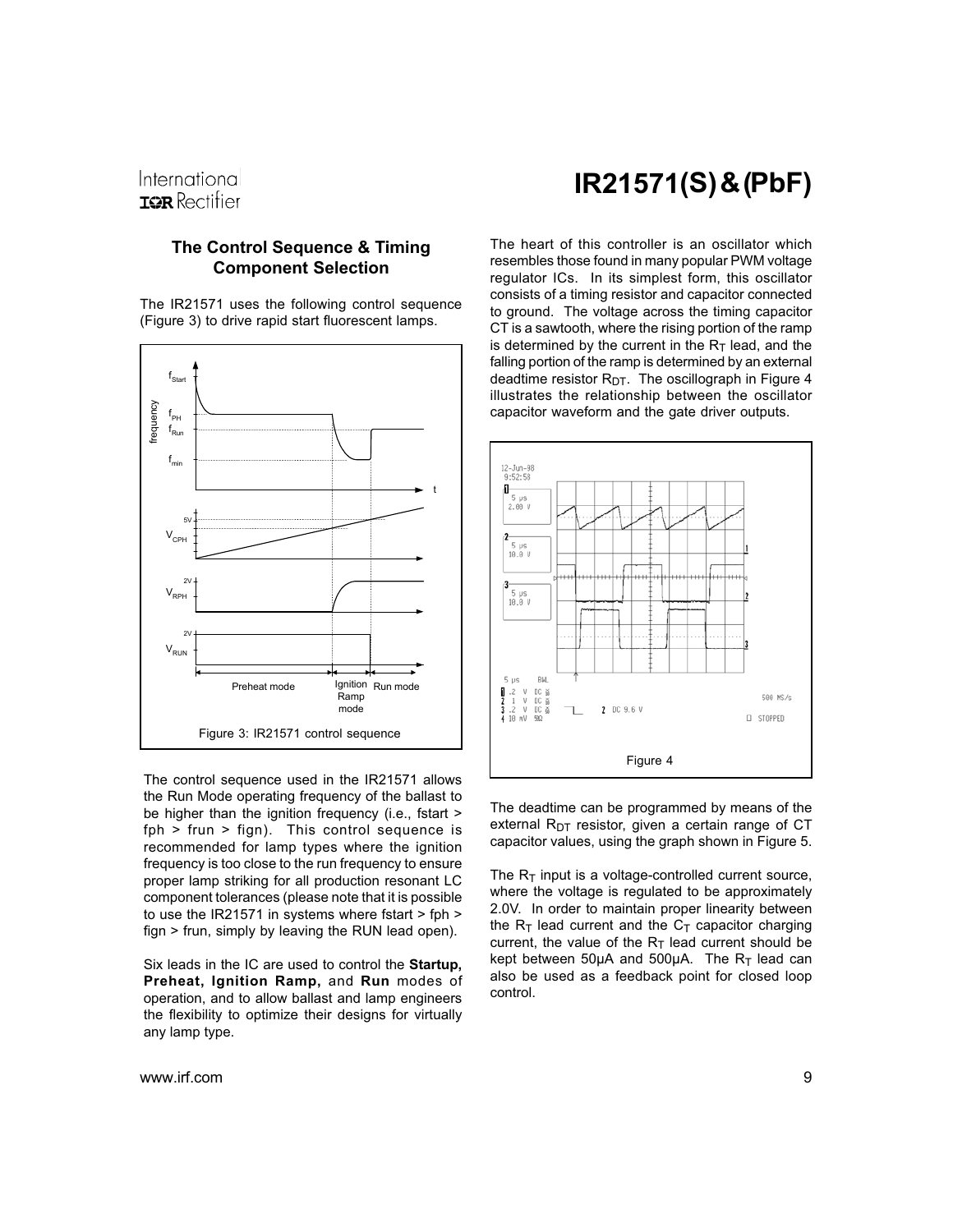## The Control Sequence & Timing Component Selection

The IR21571 uses the following control sequence (Figure 3) to drive rapid start fluorescent lamps.

Figure 3: IR21571 control sequence

The control sequence used in the IR21571 allows the Run Mode operating frequency of the ballast to be higher than the ignition frequency (i.e., fstart > fph > frun > fign). This control sequence is recommended for lamp types where the ignition frequency is too close to the run frequency to ensure proper lamp striking for all production resonant LC component tolerances (please note that it is possible to use the IR21571 in systems where fstart > fph > fign > frun, simply by leaving the RUN lead open).

Six leads in the IC are used to control the **Startup, Preheat, Ignition Ramp,** and **Run** modes of operation, and to allow ballast and lamp engineers the flexibility to optimize their designs for virtually any lamp type.

The heart of this controller is an oscillator which resembles those found in many popular PWM voltage regulator ICs. In its simplest form, this oscillator consists of a timing resistor and capacitor connected to ground. The voltage across the timing capacitor CT is a sawtooth, where the rising portion of the ramp is determined by the current in the $R_T$ lead, and the falling portion of the ramp is determined by an external deadtime resistor $R_{DT}$. The oscillograph in Figure 4 illustrates the relationship between the oscillator capacitor waveform and the gate driver outputs.

Figure 4

The deadtime can be programmed by means of the external $R_{DT}$ resistor, given a certain range of CT capacitor values, using the graph shown in Figure 5.

The $R_T$ input is a voltage-controlled current source, where the voltage is regulated to be approximately 2.0V. In order to maintain proper linearity between the $R_T$ lead current and the $C_T$ capacitor charging current, the value of the $R_T$ lead current should be kept between 50µA and 500µA. The $R_T$ lead can also be used as a feedback point for closed loop control.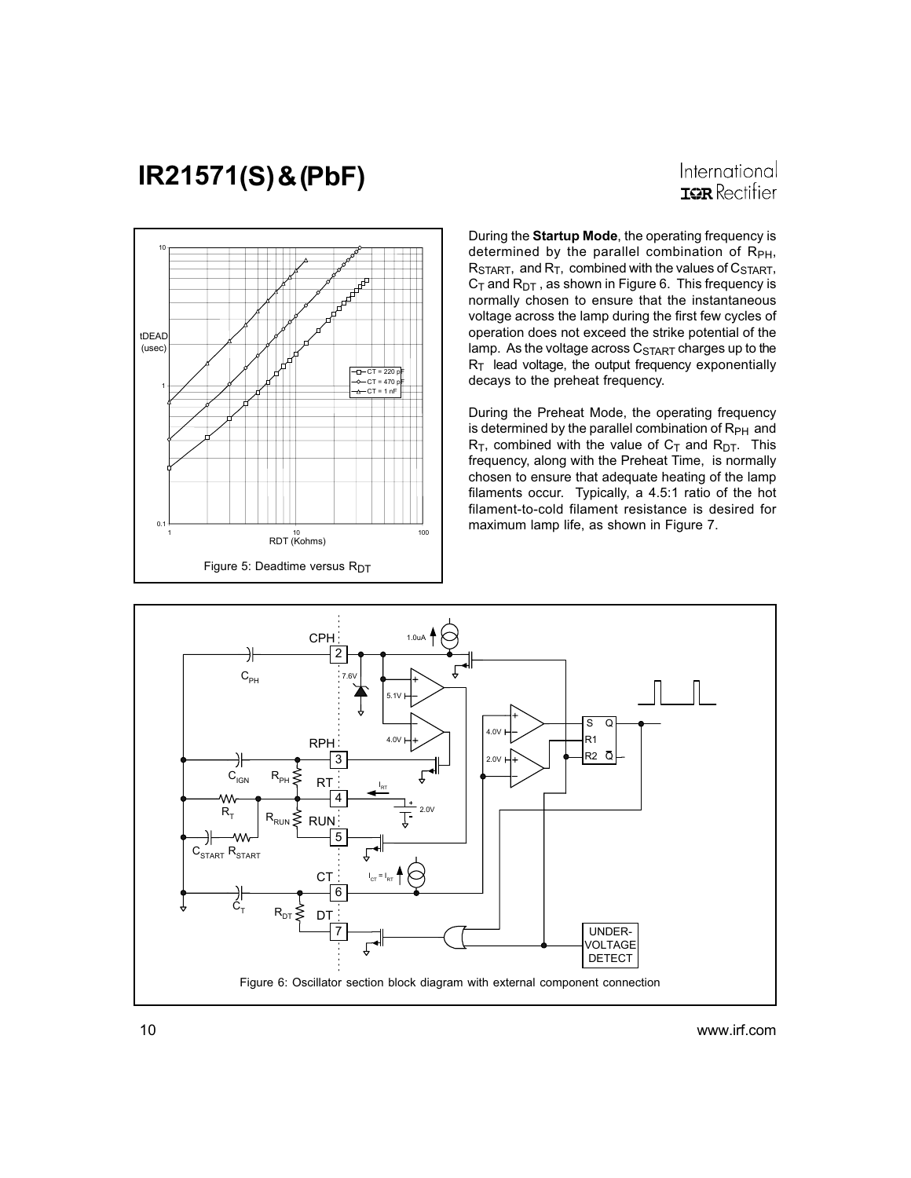Figure 5: Deadtime versus $R_{DT}$

During the **Startup Mode**, the operating frequency is determined by the parallel combination of $R_{PH}$, $R_{START}$, and $R_T$, combined with the values of $C_{START}$, $C_T$ and $R_{DT}$, as shown in Figure 6. This frequency is normally chosen to ensure that the instantaneous voltage across the lamp during the first few cycles of operation does not exceed the strike potential of the lamp. As the voltage across $C_{START}$ charges up to the $R_T$ lead voltage, the output frequency exponentially decays to the preheat frequency.

During the Preheat Mode, the operating frequency is determined by the parallel combination of $R_{PH}$ and $R_T$, combined with the value of $C_T$ and $R_{DT}$. This frequency, along with the Preheat Time, is normally chosen to ensure that adequate heating of the lamp filaments occur. Typically, a 4.5:1 ratio of the hot filament-to-cold filament resistance is desired for maximum lamp life, as shown in Figure 7.

Figure 6: Oscillator section block diagram with external component connection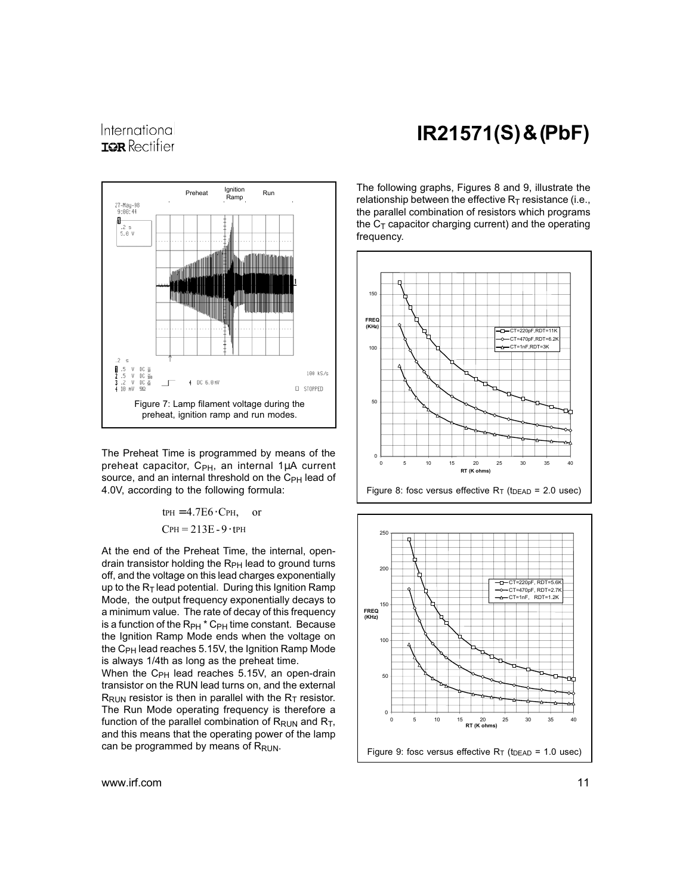Figure 7: Lamp filament voltage during the preheat, ignition ramp and run modes.

The Preheat Time is programmed by means of the preheat capacitor, $C_{PH}$, an internal 1µA current source, and an internal threshold on the $C_{PH}$ lead of 4.0V, according to the following formula:

$$t_{PH} = 4.7E6 \cdot C_{PH}, \quad \text{or}$$

$$C_{PH} = 213E\text{-}9 \cdot t_{PH}$$

At the end of the Preheat Time, the internal, open-drain transistor holding the $R_{PH}$ lead to ground turns off, and the voltage on this lead charges exponentially up to the $R_T$ lead potential. During this Ignition Ramp Mode, the output frequency exponentially decays to a minimum value. The rate of decay of this frequency is a function of the $R_{PH} * C_{PH}$ time constant. Because the Ignition Ramp Mode ends when the voltage on the $C_{PH}$ lead reaches 5.15V, the Ignition Ramp Mode is always 1/4th as long as the preheat time.

When the $C_{PH}$ lead reaches 5.15V, an open-drain transistor on the RUN lead turns on, and the external $R_{RUN}$ resistor is then in parallel with the $R_T$ resistor. The Run Mode operating frequency is therefore a function of the parallel combination of $R_{RUN}$ and $R_T$, and this means that the operating power of the lamp can be programmed by means of $R_{RUN}$.

The following graphs, Figures 8 and 9, illustrate the relationship between the effective $R_T$ resistance (i.e., the parallel combination of resistors which programs the $C_T$ capacitor charging current) and the operating frequency.

Figure 8: fosc versus effective $R_T$ ($t_{DEAD}$ = 2.0 usec)

Figure 9: fosc versus effective $R_T$ ($t_{DEAD}$ = 1.0 usec)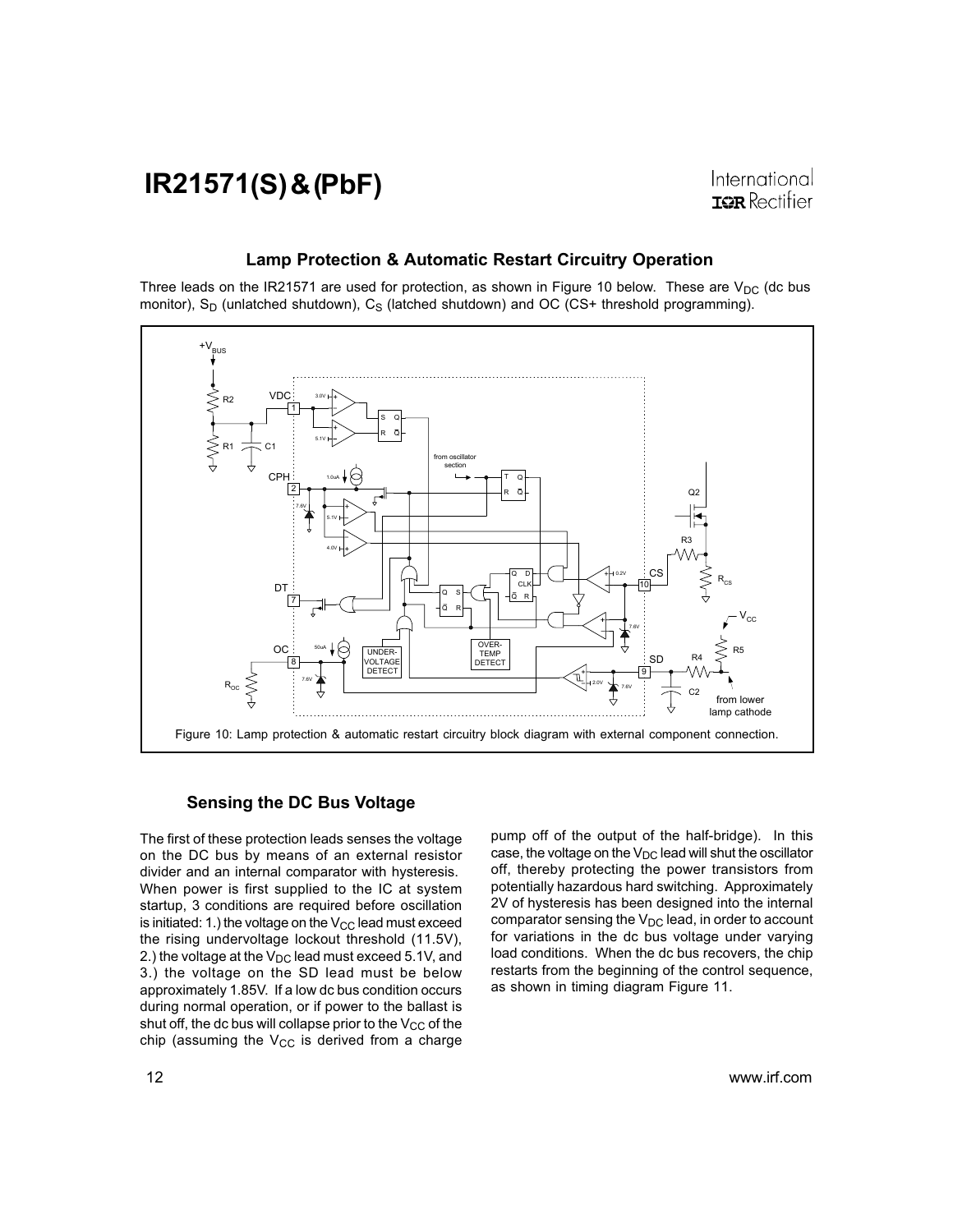## Lamp Protection & Automatic Restart Circuitry Operation

Three leads on the IR21571 are used for protection, as shown in Figure 10 below. These are $V_{DC}$ (dc bus monitor), $S_D$ (unlatched shutdown), $C_S$ (latched shutdown) and OC (CS+ threshold programming).

Figure 10: Lamp protection & automatic restart circuitry block diagram with external component connection.

### Sensing the DC Bus Voltage

The first of these protection leads senses the voltage on the DC bus by means of an external resistor divider and an internal comparator with hysteresis. When power is first supplied to the IC at system startup, 3 conditions are required before oscillation is initiated: 1.) the voltage on the $V_{CC}$ lead must exceed the rising undervoltage lockout threshold (11.5V), 2.) the voltage at the $V_{DC}$ lead must exceed 5.1V, and 3.) the voltage on the SD lead must be below approximately 1.85V. If a low dc bus condition occurs during normal operation, or if power to the ballast is shut off, the dc bus will collapse prior to the $V_{CC}$ of the chip (assuming the $V_{CC}$ is derived from a charge pump off of the output of the half-bridge). In this case, the voltage on the $V_{DC}$ lead will shut the oscillator off, thereby protecting the power transistors from potentially hazardous hard switching. Approximately 2V of hysteresis has been designed into the internal comparator sensing the $V_{DC}$ lead, in order to account for variations in the dc bus voltage under varying load conditions. When the dc bus recovers, the chip restarts from the beginning of the control sequence, as shown in timing diagram Figure 11.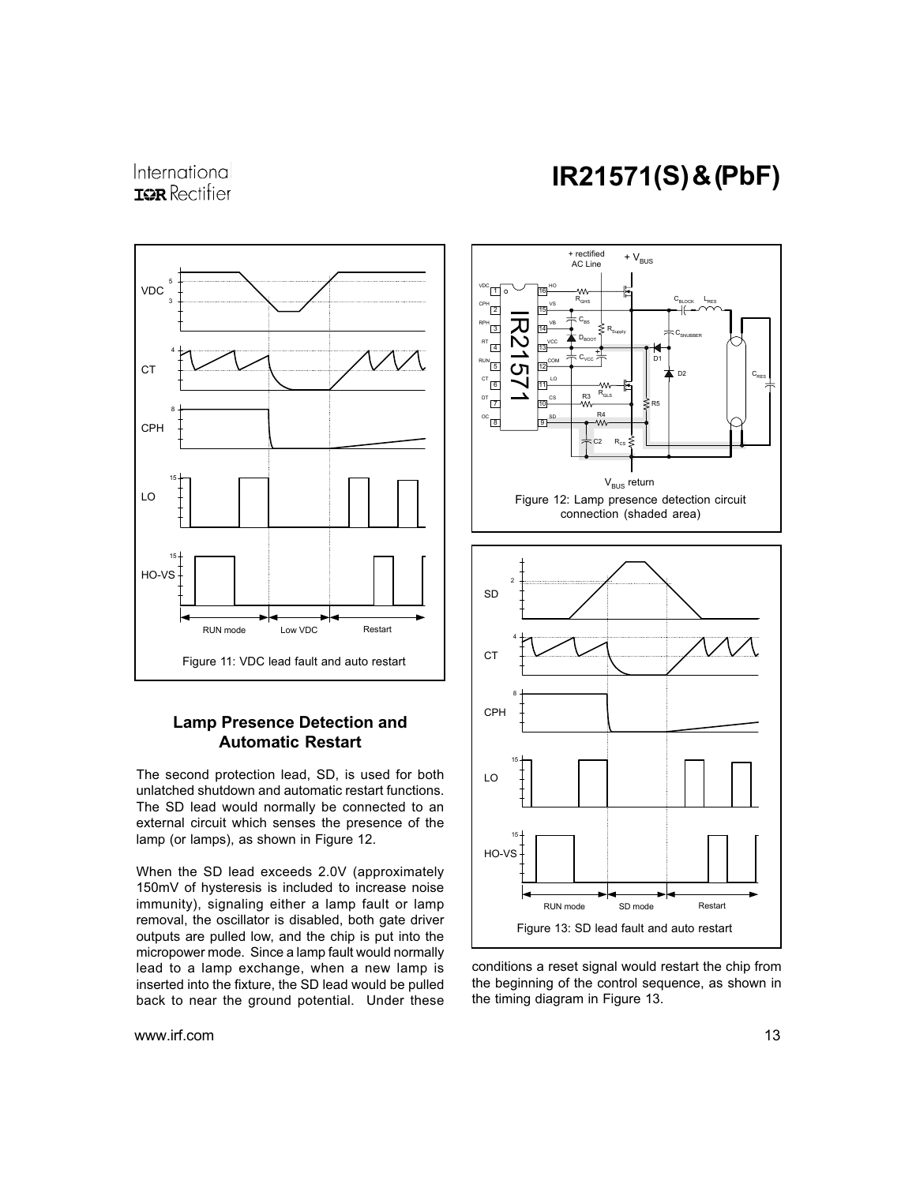Figure 11: VDC lead fault and auto restart

## Lamp Presence Detection and Automatic Restart

The second protection lead, SD, is used for both unlatched shutdown and automatic restart functions. The SD lead would normally be connected to an external circuit which senses the presence of the lamp (or lamps), as shown in Figure 12.

When the SD lead exceeds 2.0V (approximately 150mV of hysteresis is included to increase noise immunity), signaling either a lamp fault or lamp removal, the oscillator is disabled, both gate driver outputs are pulled low, and the chip is put into the micropower mode. Since a lamp fault would normally lead to a lamp exchange, when a new lamp is inserted into the fixture, the SD lead would be pulled back to near the ground potential. Under these conditions a reset signal would restart the chip from the beginning of the control sequence, as shown in the timing diagram in Figure 13.

Figure 12: Lamp presence detection circuit connection (shaded area)

Figure 13: SD lead fault and auto restart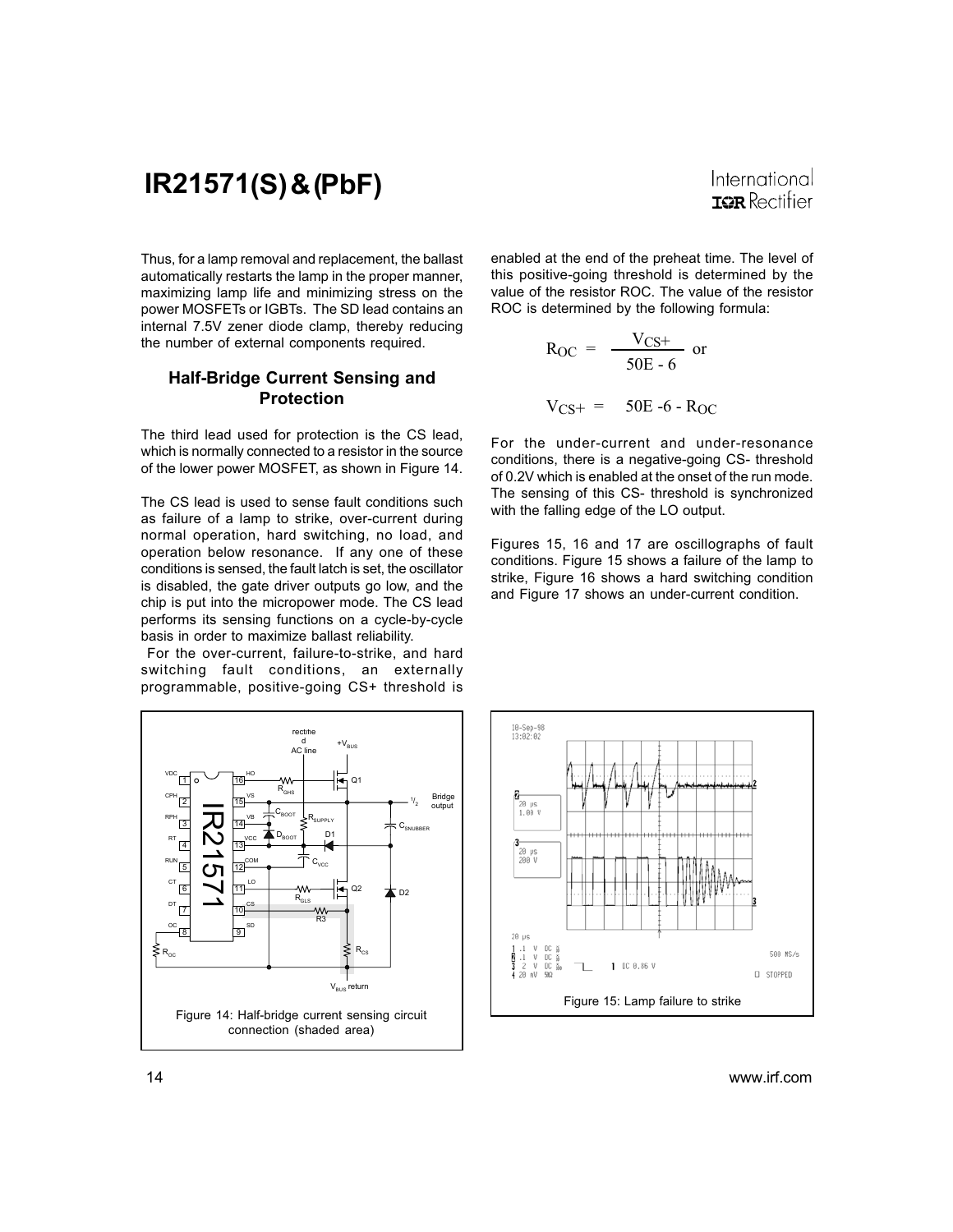Thus, for a lamp removal and replacement, the ballast automatically restarts the lamp in the proper manner, maximizing lamp life and minimizing stress on the power MOSFETs or IGBTs. The SD lead contains an internal 7.5V zener diode clamp, thereby reducing the number of external components required.

### Half-Bridge Current Sensing and Protection

The third lead used for protection is the CS lead, which is normally connected to a resistor in the source of the lower power MOSFET, as shown in Figure 14.

The CS lead is used to sense fault conditions such as failure of a lamp to strike, over-current during normal operation, hard switching, no load, and operation below resonance. If any one of these conditions is sensed, the fault latch is set, the oscillator is disabled, the gate driver outputs go low, and the chip is put into the micropower mode. The CS lead performs its sensing functions on a cycle-by-cycle basis in order to maximize ballast reliability.

For the over-current, failure-to-strike, and hard switching fault conditions, an externally programmable, positive-going CS+ threshold is enabled at the end of the preheat time. The level of this positive-going threshold is determined by the value of the resistor ROC. The value of the resistor ROC is determined by the following formula:

$$R_{OC} = \frac{V_{CS+}}{50E-6} \text{ or}$$

$$V_{CS+} = 50E-6 \cdot R_{OC}$$

For the under-current and under-resonance conditions, there is a negative-going CS- threshold of 0.2V which is enabled at the onset of the run mode. The sensing of this CS- threshold is synchronized with the falling edge of the LO output.

Figures 15, 16 and 17 are oscillographs of fault conditions. Figure 15 shows a failure of the lamp to strike, Figure 16 shows a hard switching condition and Figure 17 shows an under-current condition.

Figure 14: Half-bridge current sensing circuit connection (shaded area)

Figure 15: Lamp failure to strike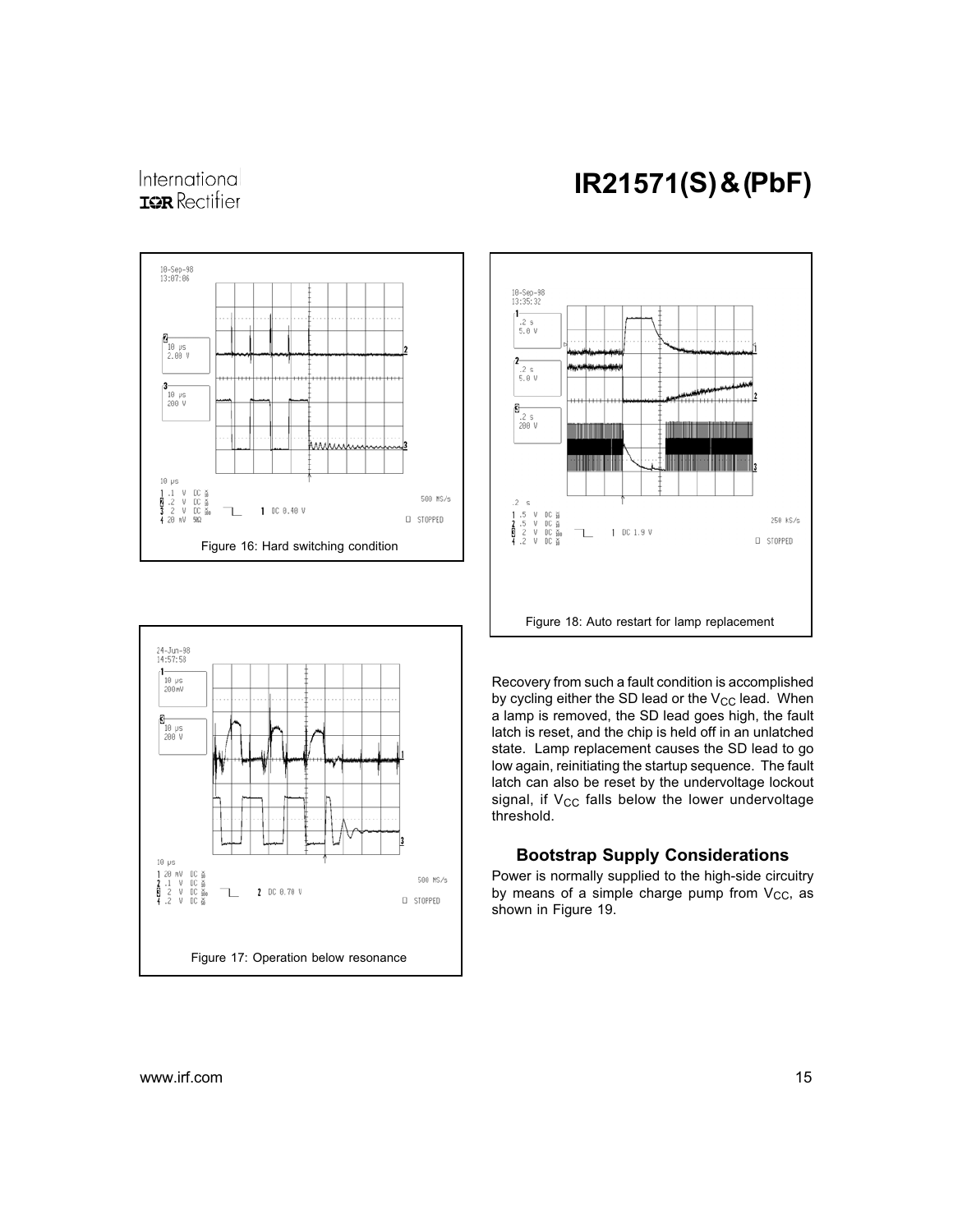Figure 16: Hard switching condition

Figure 17: Operation below resonance

Figure 18: Auto restart for lamp replacement

Recovery from such a fault condition is accomplished by cycling either the SD lead or the $V_{CC}$ lead. When a lamp is removed, the SD lead goes high, the fault latch is reset, and the chip is held off in an unlatched state. Lamp replacement causes the SD lead to go low again, reinitiating the startup sequence. The fault latch can also be reset by the undervoltage lockout signal, if $V_{CC}$ falls below the lower undervoltage threshold.

### Bootstrap Supply Considerations

Power is normally supplied to the high-side circuitry by means of a simple charge pump from $V_{CC}$, as shown in Figure 19.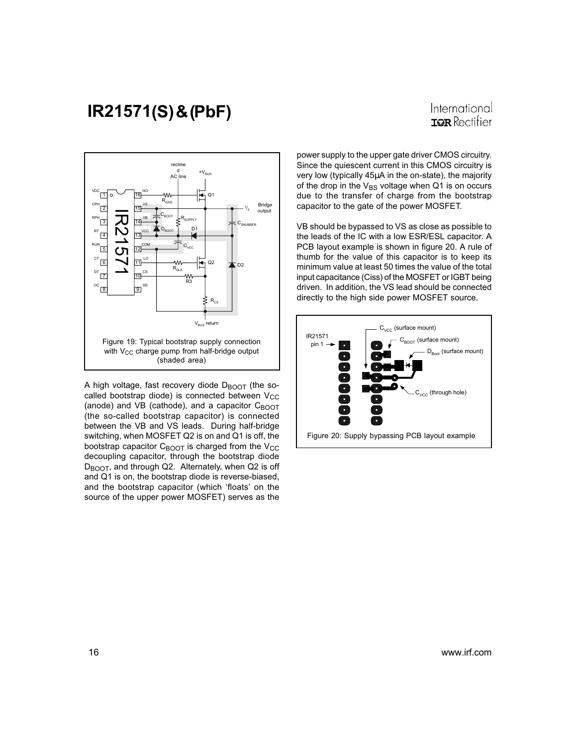Figure 19: Typical bootstrap supply connection with $V_{CC}$ charge pump from half-bridge output (shaded area)

A high voltage, fast recovery diode $D_{BOOT}$ (the so-called bootstrap diode) is connected between $V_{CC}$ (anode) and VB (cathode), and a capacitor $C_{BOOT}$ (the so-called bootstrap capacitor) is connected between the VB and VS leads. During half-bridge switching, when MOSFET Q2 is on and Q1 is off, the bootstrap capacitor $C_{BOOT}$ is charged from the $V_{CC}$ decoupling capacitor, through the bootstrap diode $D_{BOOT}$, and through Q2. Alternately, when Q2 is off and Q1 is on, the bootstrap diode is reverse-biased, and the bootstrap capacitor (which 'floats' on the source of the upper power MOSFET) serves as the power supply to the upper gate driver CMOS circuitry. Since the quiescent current in this CMOS circuitry is very low (typically 45µA in the on-state), the majority of the drop in the $V_{BS}$ voltage when Q1 is on occurs due to the transfer of charge from the bootstrap capacitor to the gate of the power MOSFET.

VB should be bypassed to VS as close as possible to the leads of the IC with a low ESR/ESL capacitor. A PCB layout example is shown in figure 20. A rule of thumb for the value of this capacitor is to keep its minimum value at least 50 times the value of the total input capacitance (Ciss) of the MOSFET or IGBT being driven. In addition, the VS lead should be connected directly to the high side power MOSFET source.

Figure 20: Supply bypassing PCB layout example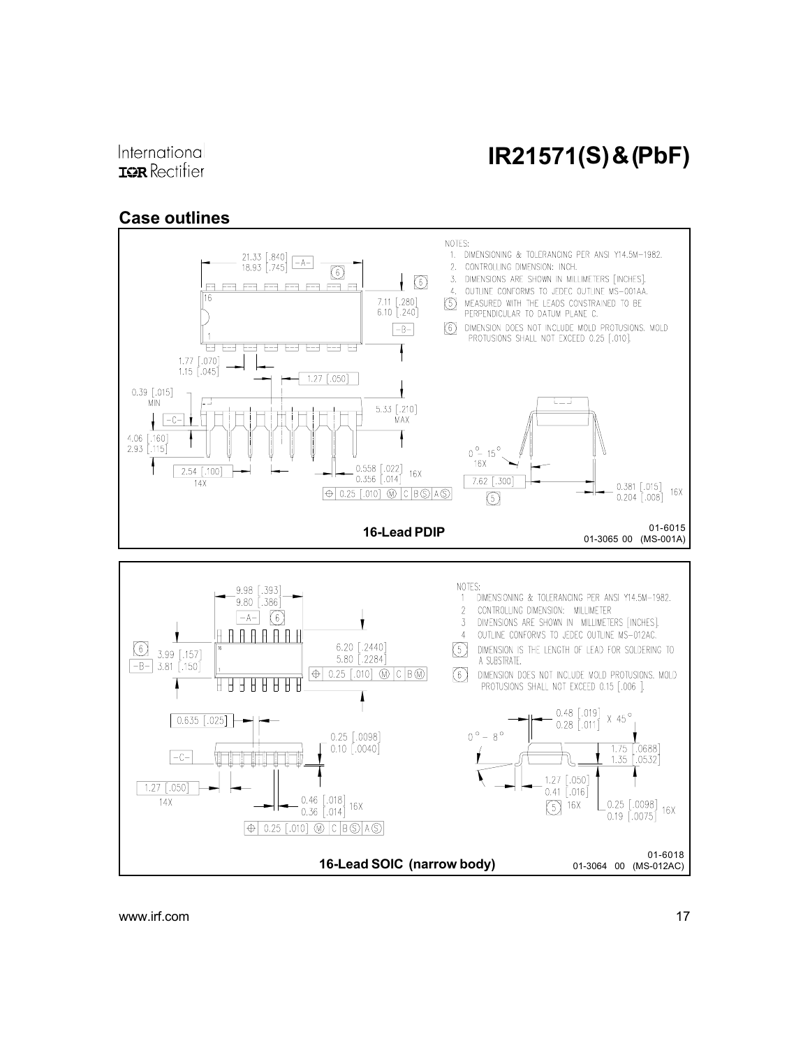## Case outlines

NOTES:
1. DIMENSIONING & TOLERANCING PER ANSI Y14.5M-1982.
2. CONTROLLING DIMENSION: INCH.
3. DIMENSIONS ARE SHOWN IN MILLIMETERS [INCHES].
4. OUTLINE CONFORMS TO JEDEC OUTLINE MS-001AA.
5. MEASURED WITH THE LEADS CONSTRAINED TO BE PERPENDICULAR TO DATUM PLANE C.
6. DIMENSION DOES NOT INCLUDE MOLD PROTUSIONS. MOLD PROTUSIONS SHALL NOT EXCEED 0.25 [.010].

**16-Lead PDIP**

01-6015
01-3065 00 (MS-001A)

NOTES:
1. DIMENSIONING & TOLERANCING PER ANSI Y14.5M-1982.
2. CONTROLLING DIMENSION: MILLIMETER
3. DIMENSIONS ARE SHOWN IN MILLIMETERS [INCHES].
4. OUTLINE CONFORMS TO JEDEC OUTLINE MS-012AC.
5. DIMENSION IS THE LENGTH OF LEAD FOR SOLDERING TO A SUBSTRATE.
6. DIMENSION DOES NOT INCLUDE MOLD PROTUSIONS. MOLD PROTUSIONS SHALL NOT EXCEED 0.15 [.006 ].

**16-Lead SOIC (narrow body)**

01-6018
01-3064 00 (MS-012AC)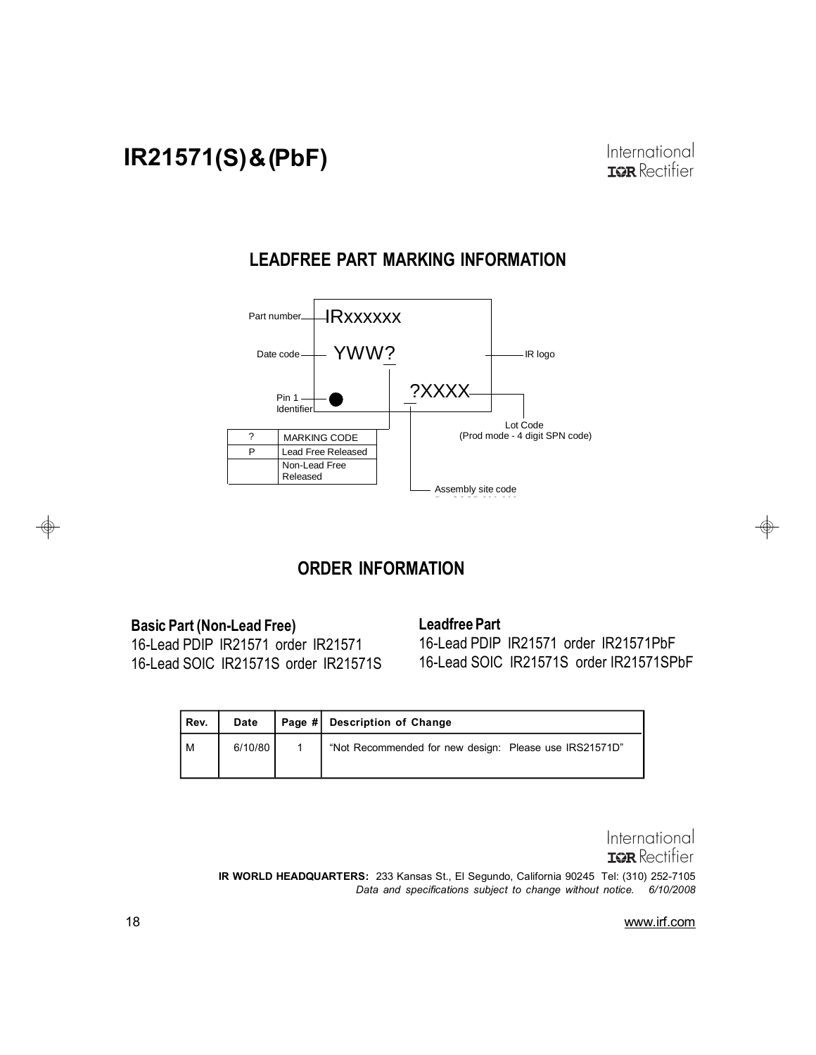## LEADFREE PART MARKING INFORMATION

Part number — IRxxxxxx

Date code — YWW?

IR logo

Pin 1 Identifier

?XXXX

Lot Code (Prod mode - 4 digit SPN code)

Assembly site code

| ? | MARKING CODE |
|---|---|
| P | Lead Free Released |
| | Non-Lead Free Released |

## ORDER INFORMATION

**Basic Part (Non-Lead Free)**

16-Lead PDIP IR21571 order IR21571

16-Lead SOIC IR21571S order IR21571S

**Leadfree Part**

16-Lead PDIP IR21571 order IR21571PbF

16-Lead SOIC IR21571S order IR21571SPbF

| Rev. | Date | Page # | Description of Change |
|---|---|---|---|
| M | 6/10/80 | 1 | "Not Recommended for new design: Please use IRS21571D" |

International IOR Rectifier

**IR WORLD HEADQUARTERS:** 233 Kansas St., El Segundo, California 90245 Tel: (310) 252-7105

*Data and specifications subject to change without notice. 6/10/2008*